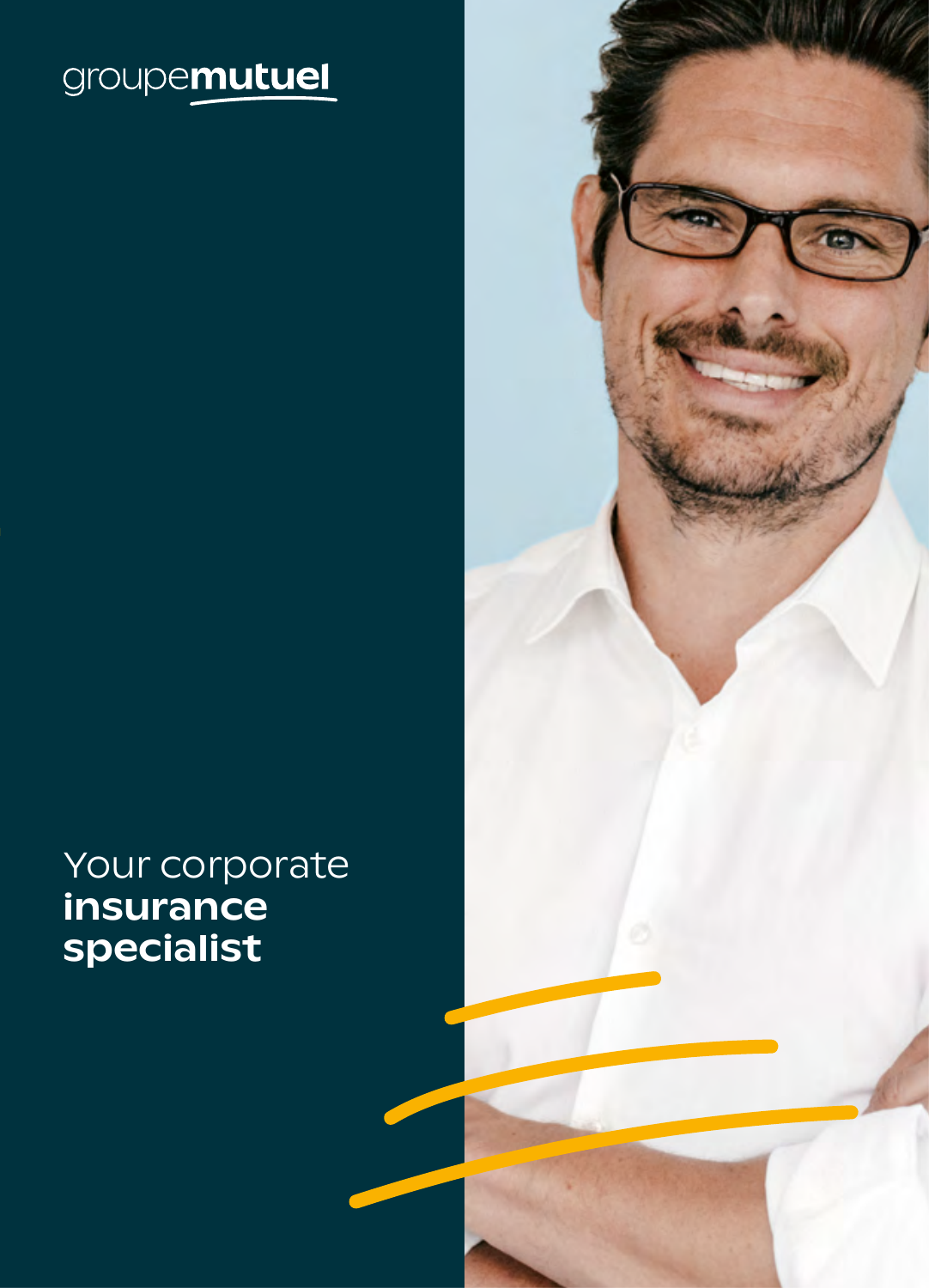groupe**mutuel**

# Your corporate **insurance specialist**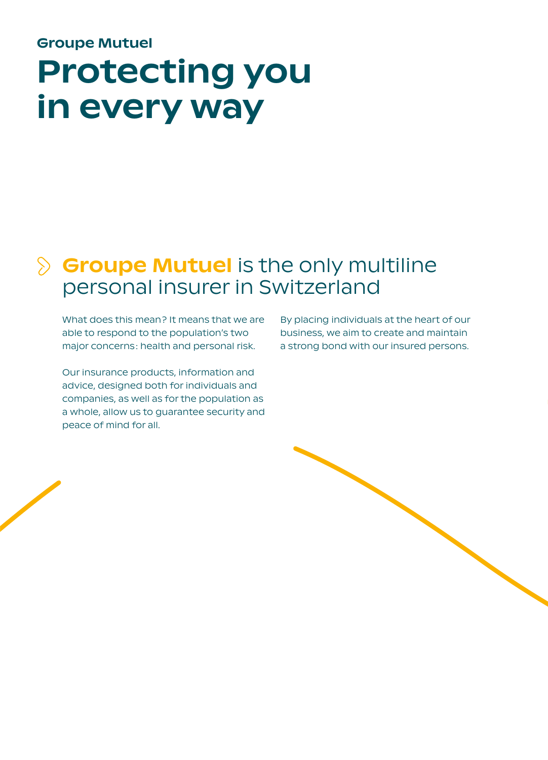Groupe Mutuel

# Protecting you in every way

## **Groupe Mutuel** is the only multiline personal insurer in Switzerland

What does this mean? It means that we are able to respond to the population's two major concerns: health and personal risk.

Our insurance products, information and advice, designed both for individuals and companies, as well as for the population as a whole, allow us to guarantee security and peace of mind for all.

By placing individuals at the heart of our business, we aim to create and maintain a strong bond with our insured persons.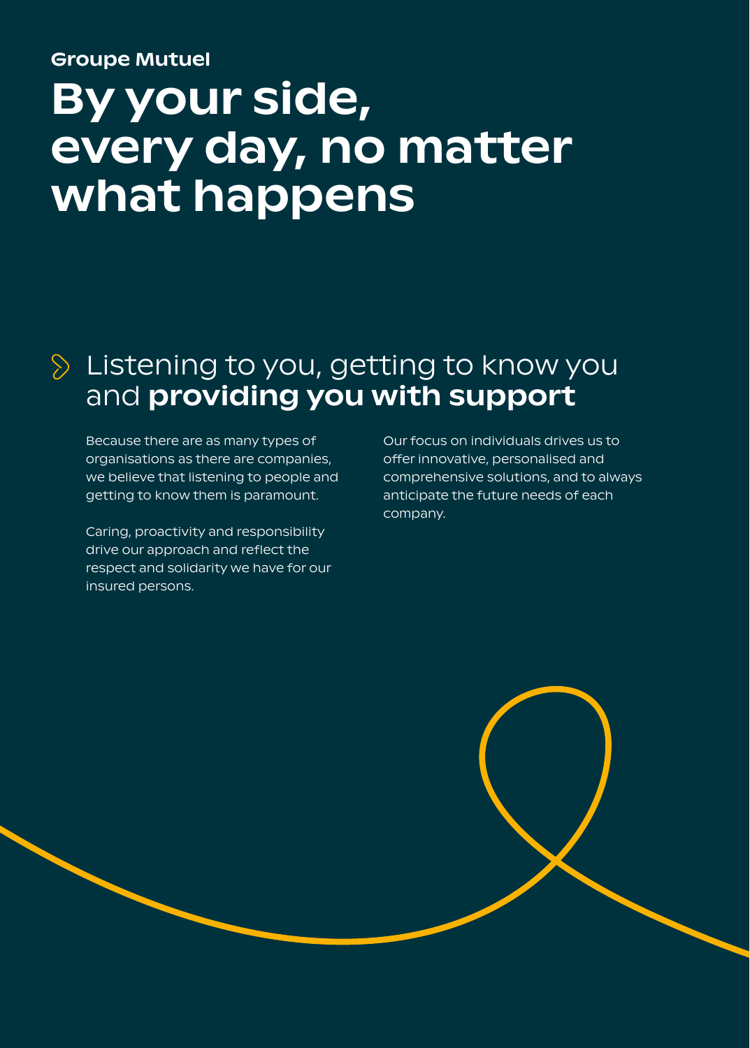Groupe Mutuel

# By your side, every day, no matter what happens

## Listening to you, getting to know you and **providing you with support**

Because there are as many types of organisations as there are companies, we believe that listening to people and getting to know them is paramount.

Caring, proactivity and responsibility drive our approach and reflect the respect and solidarity we have for our insured persons.

Our focus on individuals drives us to offer innovative, personalised and comprehensive solutions, and to always anticipate the future needs of each company.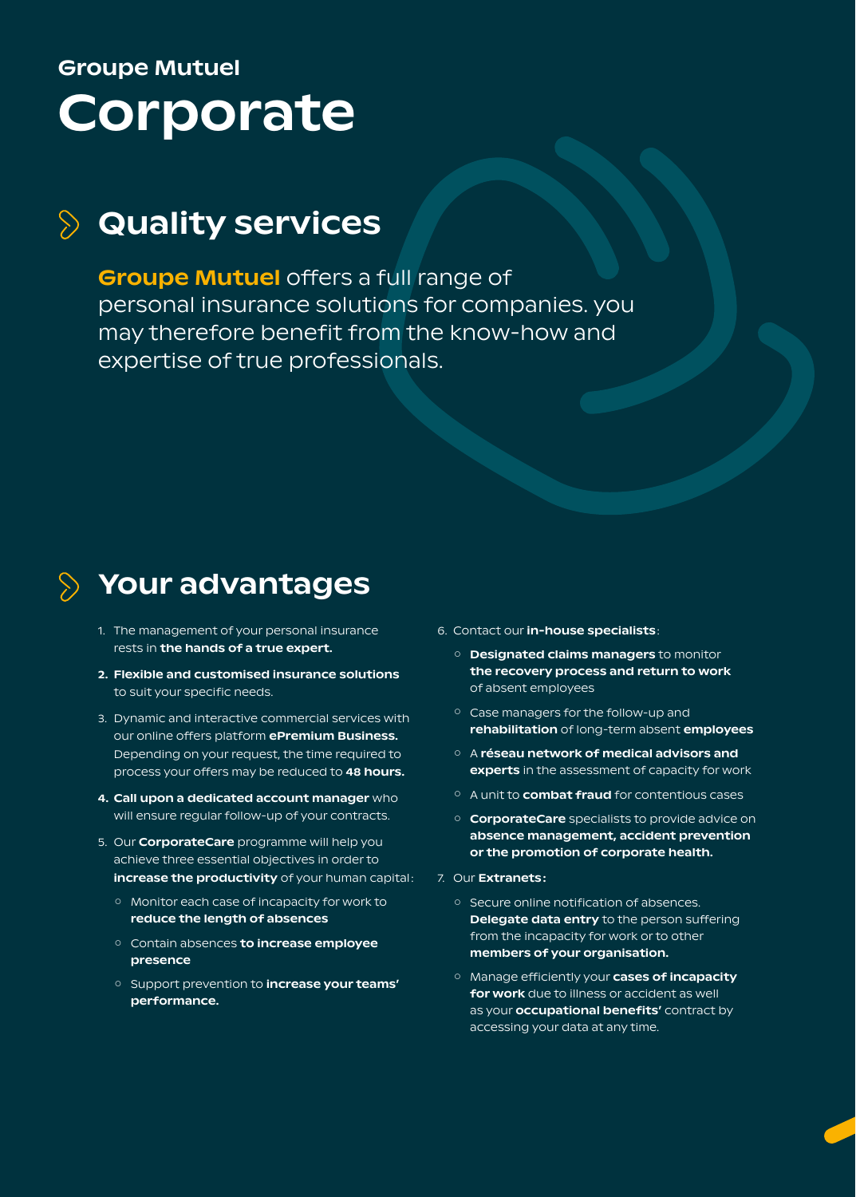Groupe Mutuel

# Corporate

## Quality services

**Groupe Mutuel** offers a full range of personal insurance solutions for companies. you may therefore benefit from the know-how and expertise of true professionals.

## Your advantages

1. The management of your personal insurance rests in **the hands of a true expert.**
2. **Flexible and customised insurance solutions** to suit your specific needs.
3. Dynamic and interactive commercial services with our online offers platform **ePremium Business.** Depending on your request, the time required to process your offers may be reduced to **48 hours.**
4. **Call upon a dedicated account manager** who will ensure regular follow-up of your contracts.
5. Our **CorporateCare** programme will help you achieve three essential objectives in order to **increase the productivity** of your human capital:
   - Monitor each case of incapacity for work to **reduce the length of absences**
   - Contain absences **to increase employee presence**
   - Support prevention to **increase your teams' performance.**
6. Contact our **in-house specialists**:
   - **Designated claims managers** to monitor **the recovery process and return to work** of absent employees
   - Case managers for the follow-up and **rehabilitation** of long-term absent **employees**
   - A **réseau network of medical advisors and experts** in the assessment of capacity for work
   - A unit to **combat fraud** for contentious cases
   - **CorporateCare** specialists to provide advice on **absence management, accident prevention or the promotion of corporate health.**
7. Our **Extranets**:
   - Secure online notification of absences. **Delegate data entry** to the person suffering from the incapacity for work or to other **members of your organisation.**
   - Manage efficiently your **cases of incapacity for work** due to illness or accident as well as your **occupational benefits'** contract by accessing your data at any time.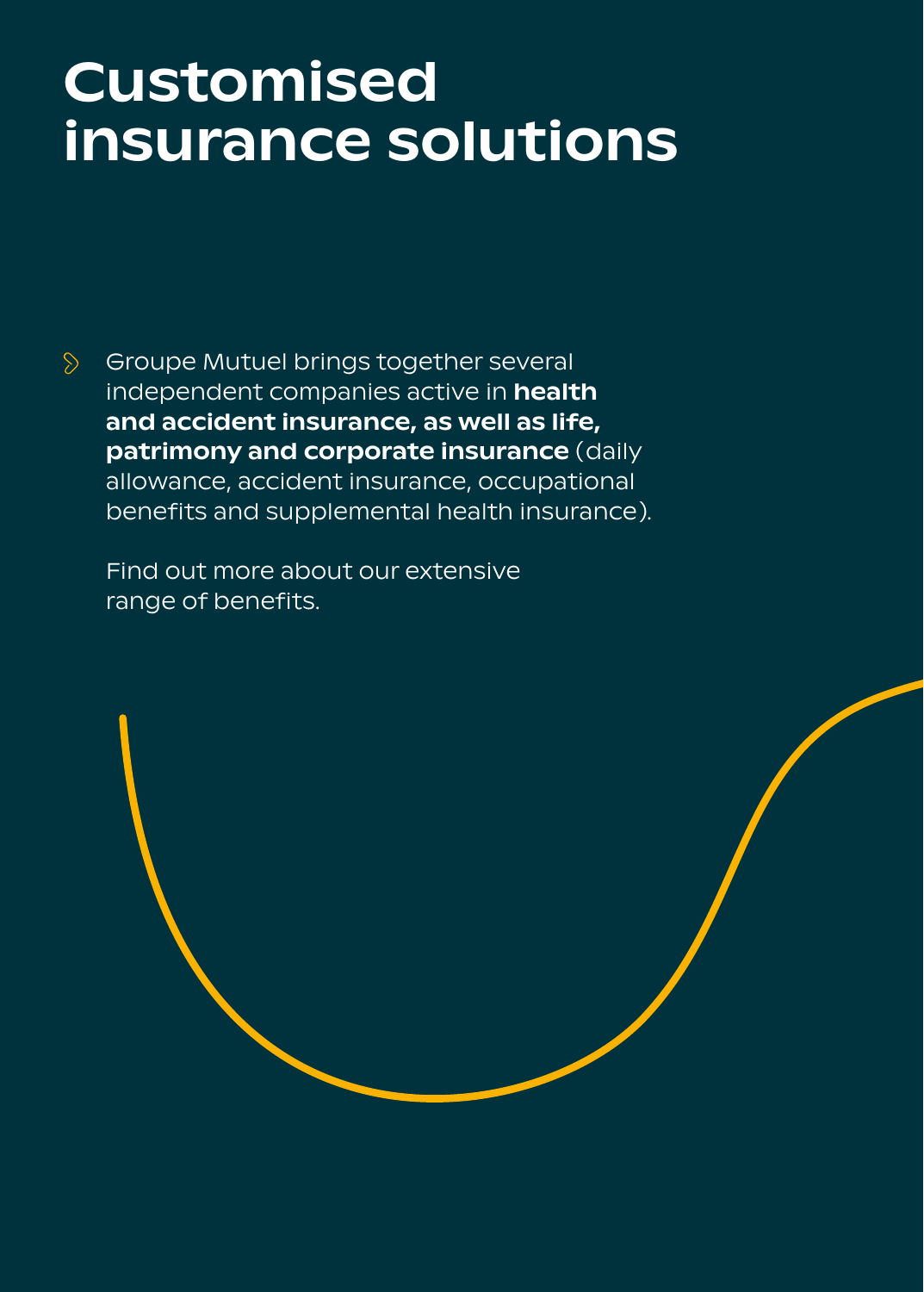# Customised insurance solutions

- Groupe Mutuel brings together several independent companies active in **health and accident insurance, as well as life, patrimony and corporate insurance** (daily allowance, accident insurance, occupational benefits and supplemental health insurance).

  Find out more about our extensive range of benefits.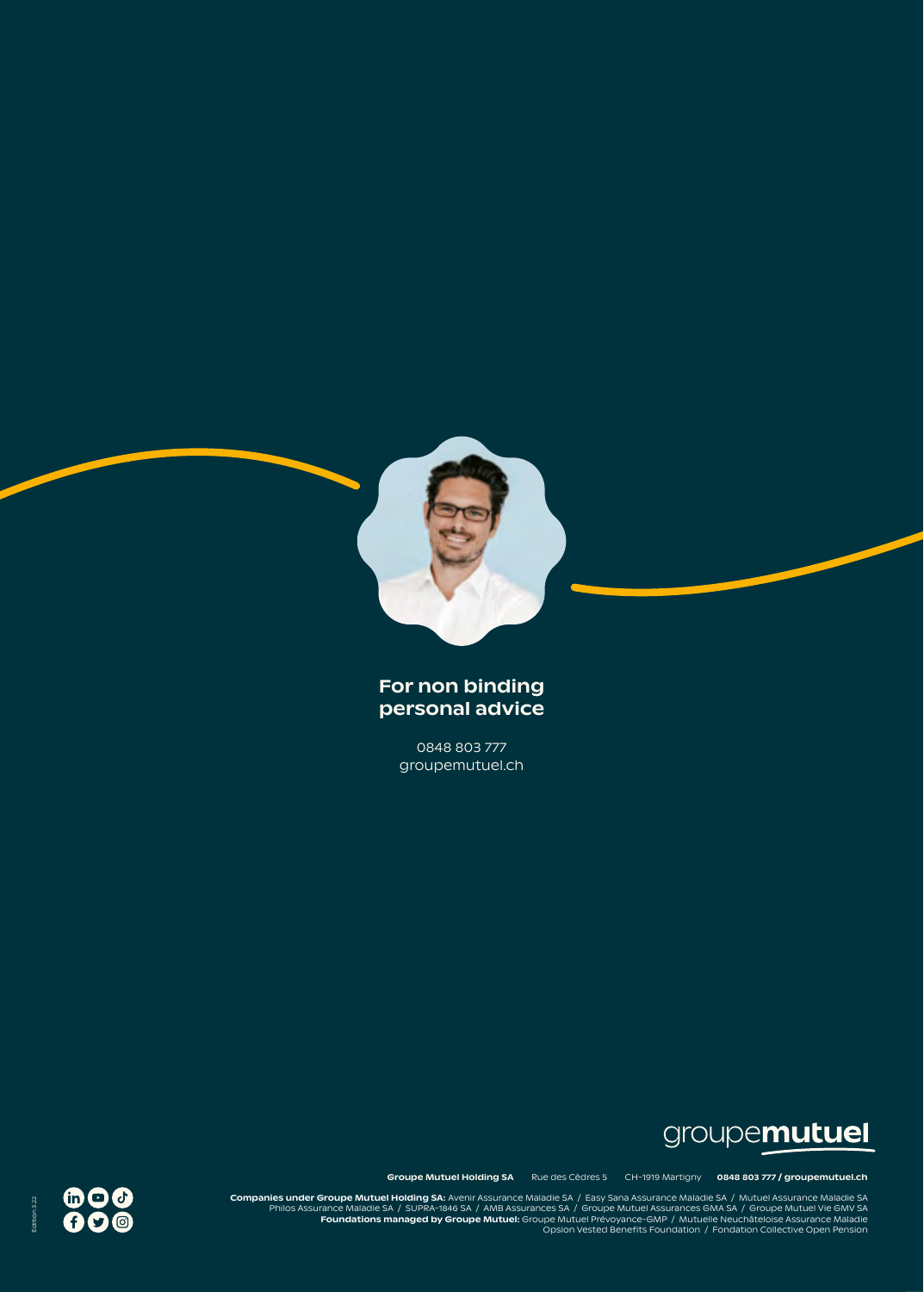**For non binding personal advice**

0848 803 777
groupemutuel.ch

groupemutuel

**Groupe Mutuel Holding SA** Rue des Cèdres 5 CH-1919 Martigny **0848 803 777 / groupemutuel.ch**

**Companies under Groupe Mutuel Holding SA:** Avenir Assurance Maladie SA / Easy Sana Assurance Maladie SA / Mutuel Assurance Maladie SA
Philos Assurance Maladie SA / SUPRA-1846 SA / AMB Assurances SA / Groupe Mutuel Assurances GMA SA / Groupe Mutuel Vie GMV SA
**Foundations managed by Groupe Mutuel:** Groupe Mutuel Prévoyance-GMP / Mutuelle Neuchâteloise Assurance Maladie
Opsion Vested Benefits Foundation / Fondation Collective Open Pension

Edition 3.22